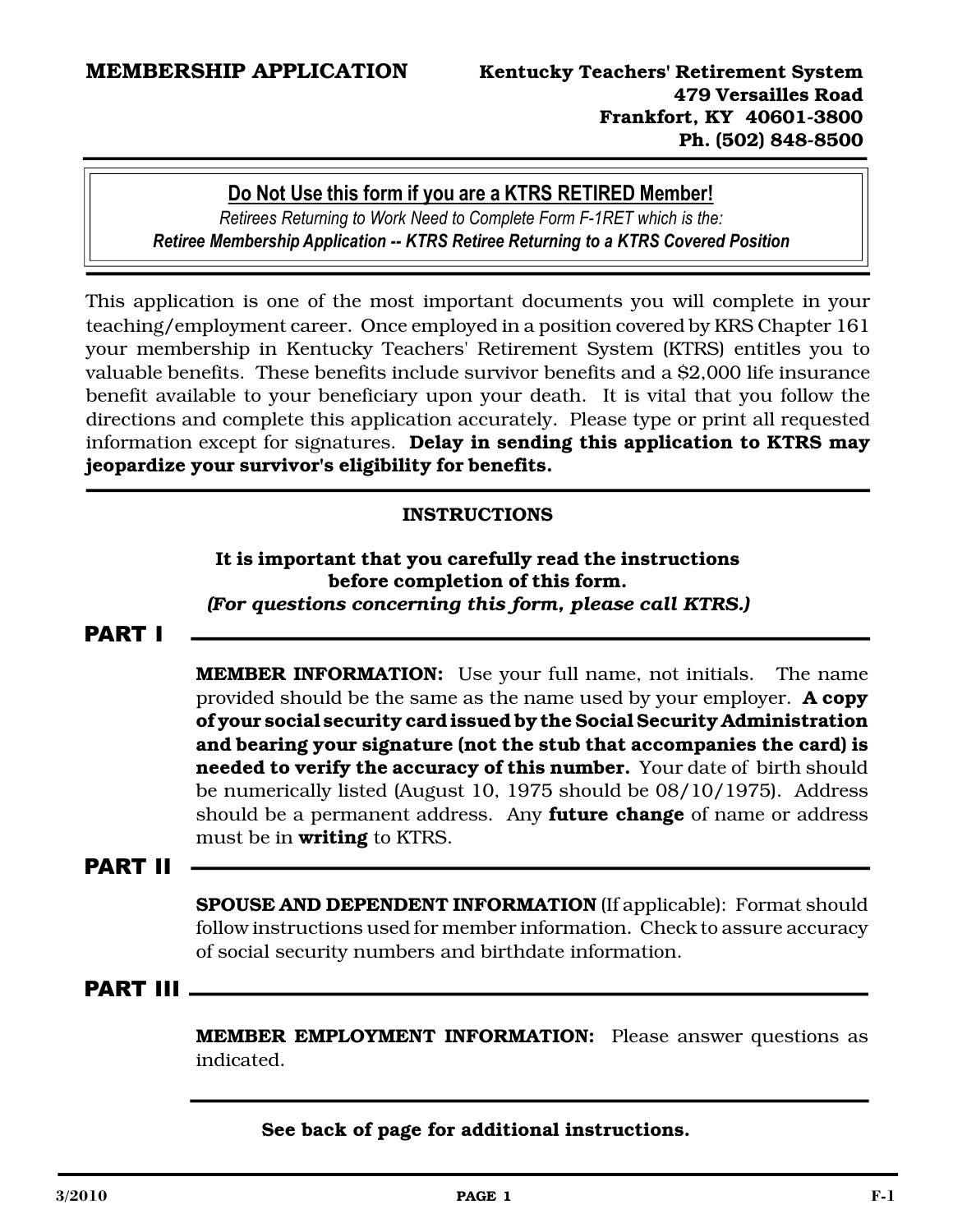# MEMBERSHIP APPLICATION

**Kentucky Teachers' Retirement System**
**479 Versailles Road**
**Frankfort, KY 40601-3800**
**Ph. (502) 848-8500**

---

**Do Not Use this form if you are a KTRS RETIRED Member!**

*Retirees Returning to Work Need to Complete Form F-1RET which is the:*

***Retiree Membership Application -- KTRS Retiree Returning to a KTRS Covered Position***

---

This application is one of the most important documents you will complete in your teaching/employment career. Once employed in a position covered by KRS Chapter 161 your membership in Kentucky Teachers' Retirement System (KTRS) entitles you to valuable benefits. These benefits include survivor benefits and a $2,000 life insurance benefit available to your beneficiary upon your death. It is vital that you follow the directions and complete this application accurately. Please type or print all requested information except for signatures. **Delay in sending this application to KTRS may jeopardize your survivor's eligibility for benefits.**

## INSTRUCTIONS

**It is important that you carefully read the instructions before completion of this form.**

***(For questions concerning this form, please call KTRS.)***

### PART I

**MEMBER INFORMATION:** Use your full name, not initials. The name provided should be the same as the name used by your employer. **A copy of your social security card issued by the Social Security Administration and bearing your signature (not the stub that accompanies the card) is needed to verify the accuracy of this number.** Your date of birth should be numerically listed (August 10, 1975 should be 08/10/1975). Address should be a permanent address. Any **future change** of name or address must be in **writing** to KTRS.

### PART II

**SPOUSE AND DEPENDENT INFORMATION** (If applicable): Format should follow instructions used for member information. Check to assure accuracy of social security numbers and birthdate information.

### PART III

**MEMBER EMPLOYMENT INFORMATION:** Please answer questions as indicated.

---

**See back of page for additional instructions.**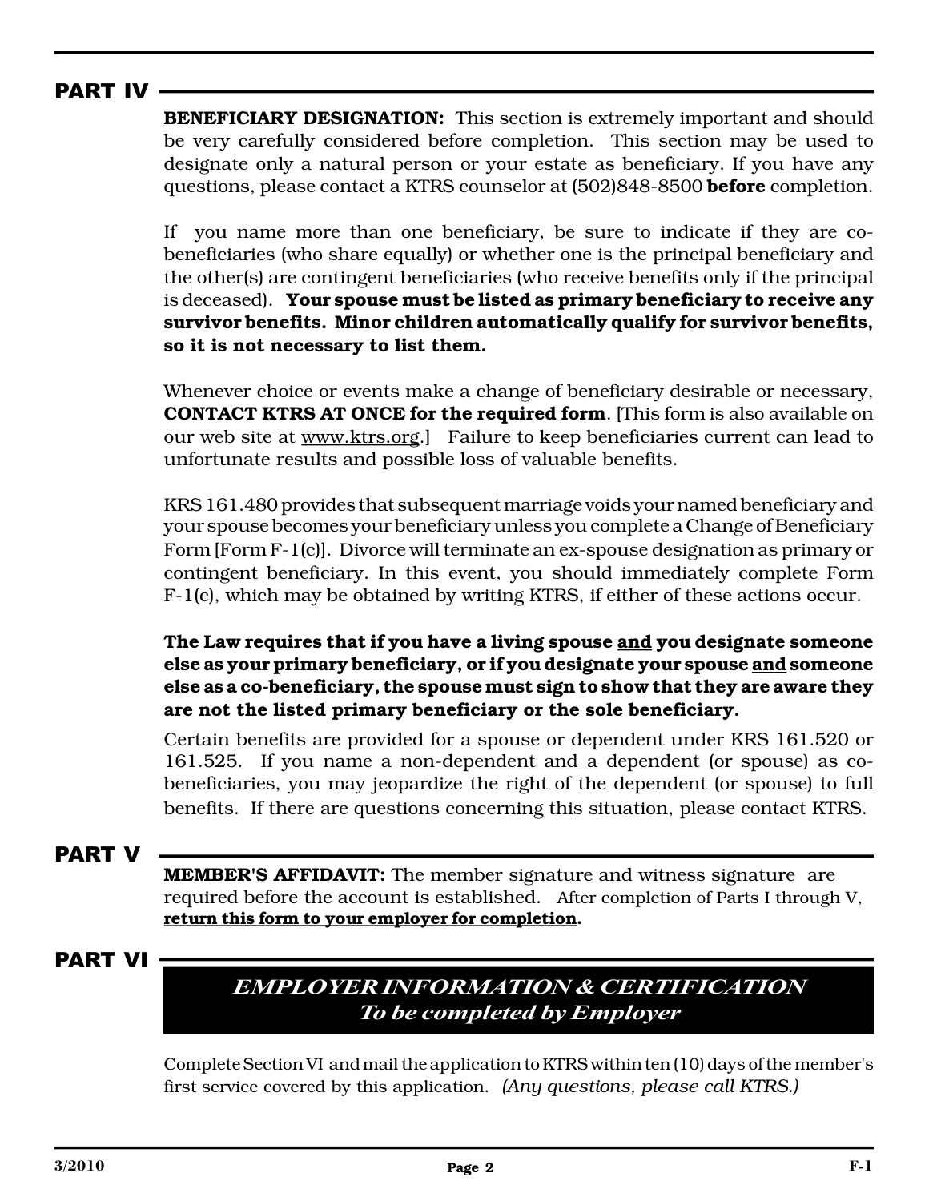## PART IV

**BENEFICIARY DESIGNATION:** This section is extremely important and should be very carefully considered before completion. This section may be used to designate only a natural person or your estate as beneficiary. If you have any questions, please contact a KTRS counselor at (502)848-8500 **before** completion.

If you name more than one beneficiary, be sure to indicate if they are co-beneficiaries (who share equally) or whether one is the principal beneficiary and the other(s) are contingent beneficiaries (who receive benefits only if the principal is deceased). **Your spouse must be listed as primary beneficiary to receive any survivor benefits. Minor children automatically qualify for survivor benefits, so it is not necessary to list them.**

Whenever choice or events make a change of beneficiary desirable or necessary, **CONTACT KTRS AT ONCE for the required form**. [This form is also available on our web site at www.ktrs.org.] Failure to keep beneficiaries current can lead to unfortunate results and possible loss of valuable benefits.

KRS 161.480 provides that subsequent marriage voids your named beneficiary and your spouse becomes your beneficiary unless you complete a Change of Beneficiary Form [Form F-1(c)]. Divorce will terminate an ex-spouse designation as primary or contingent beneficiary. In this event, you should immediately complete Form F-1(c), which may be obtained by writing KTRS, if either of these actions occur.

**The Law requires that if you have a living spouse <u>and</u> you designate someone else as your primary beneficiary, or if you designate your spouse <u>and</u> someone else as a co-beneficiary, the spouse must sign to show that they are aware they are not the listed primary beneficiary or the sole beneficiary.**

Certain benefits are provided for a spouse or dependent under KRS 161.520 or 161.525. If you name a non-dependent and a dependent (or spouse) as co-beneficiaries, you may jeopardize the right of the dependent (or spouse) to full benefits. If there are questions concerning this situation, please contact KTRS.

## PART V

**MEMBER'S AFFIDAVIT:** The member signature and witness signature are required before the account is established. After completion of Parts I through V, **<u>return this form to your employer for completion</u>.**

## PART VI

### *EMPLOYER INFORMATION & CERTIFICATION*
### *To be completed by Employer*

Complete Section VI and mail the application to KTRS within ten (10) days of the member's first service covered by this application. *(Any questions, please call KTRS.)*

3/2010 F-1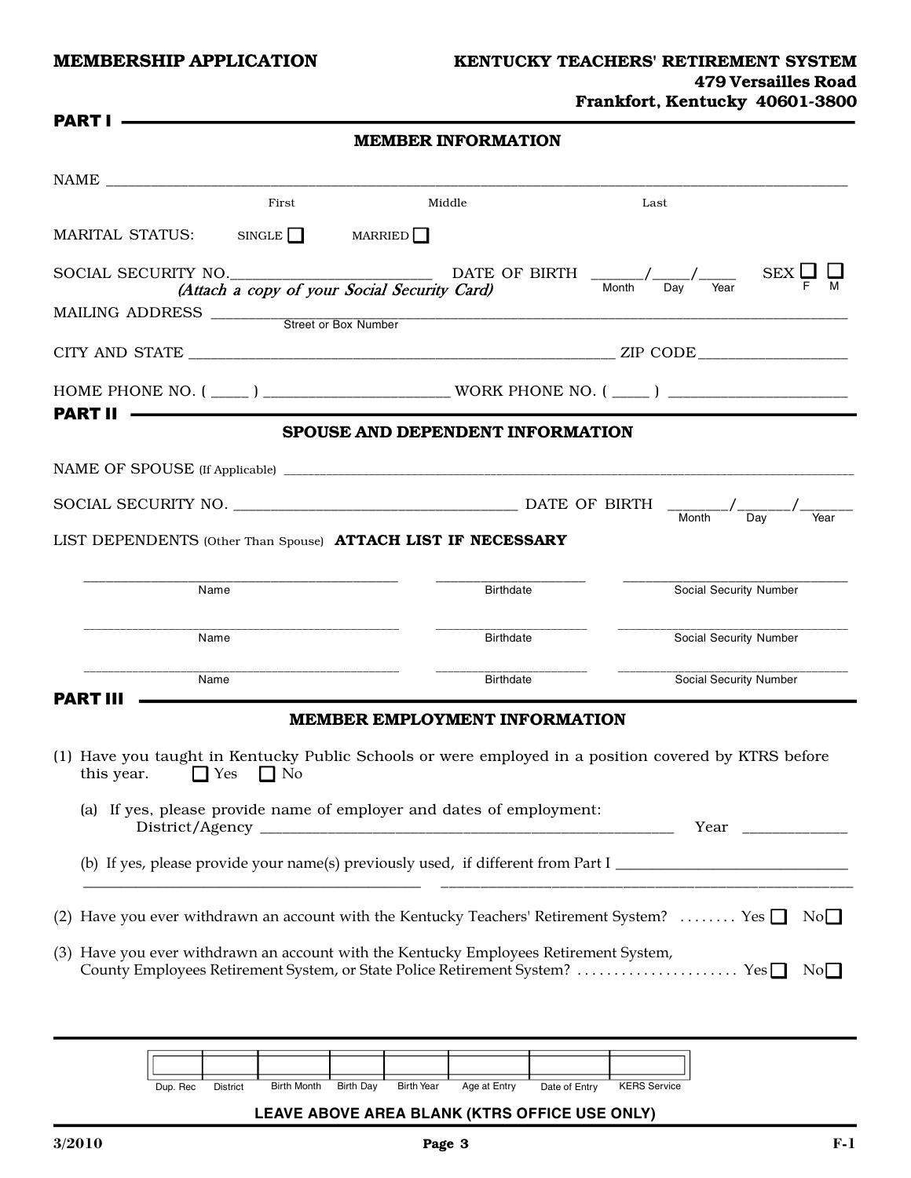**MEMBERSHIP APPLICATION**

**KENTUCKY TEACHERS' RETIREMENT SYSTEM**
**479 Versailles Road**
**Frankfort, Kentucky 40601-3800**

## PART I

### MEMBER INFORMATION

NAME ____________________________________________________________
First Middle Last

MARITAL STATUS: SINGLE ☐ MARRIED ☐

SOCIAL SECURITY NO.________________________ DATE OF BIRTH ______/_____/_____ SEX ☐ F ☐ M
*(Attach a copy of your Social Security Card)* Month Day Year

MAILING ADDRESS ____________________________________________________________
Street or Box Number

CITY AND STATE ______________________________________________ ZIP CODE__________________

HOME PHONE NO. ( _____ ) ______________________ WORK PHONE NO. ( _____ ) ______________________

## PART II

### SPOUSE AND DEPENDENT INFORMATION

NAME OF SPOUSE (If Applicable) ____________________________________________________________

SOCIAL SECURITY NO. ___________________________________ DATE OF BIRTH _______/______/_______
Month Day Year

LIST DEPENDENTS (Other Than Spouse) **ATTACH LIST IF NECESSARY**

| Name | Birthdate | Social Security Number |
|---|---|---|
| | | |
| | | |
| | | |

## PART III

### MEMBER EMPLOYMENT INFORMATION

(1) Have you taught in Kentucky Public Schools or were employed in a position covered by KTRS before this year. ☐ Yes ☐ No

(a) If yes, please provide name of employer and dates of employment:
District/Agency ____________________________________________ Year ____________

(b) If yes, please provide your name(s) previously used, if different from Part I ______________________________
__________________________________________ __________________________________________

(2) Have you ever withdrawn an account with the Kentucky Teachers' Retirement System? ........ Yes ☐ No ☐

(3) Have you ever withdrawn an account with the Kentucky Employees Retirement System, County Employees Retirement System, or State Police Retirement System? ...................... Yes ☐ No ☐

| Dup. Rec | District | Birth Month | Birth Day | Birth Year | Age at Entry | Date of Entry | KERS Service |
|---|---|---|---|---|---|---|---|
| | | | | | | | |

**LEAVE ABOVE AREA BLANK (KTRS OFFICE USE ONLY)**

3/2010 F-1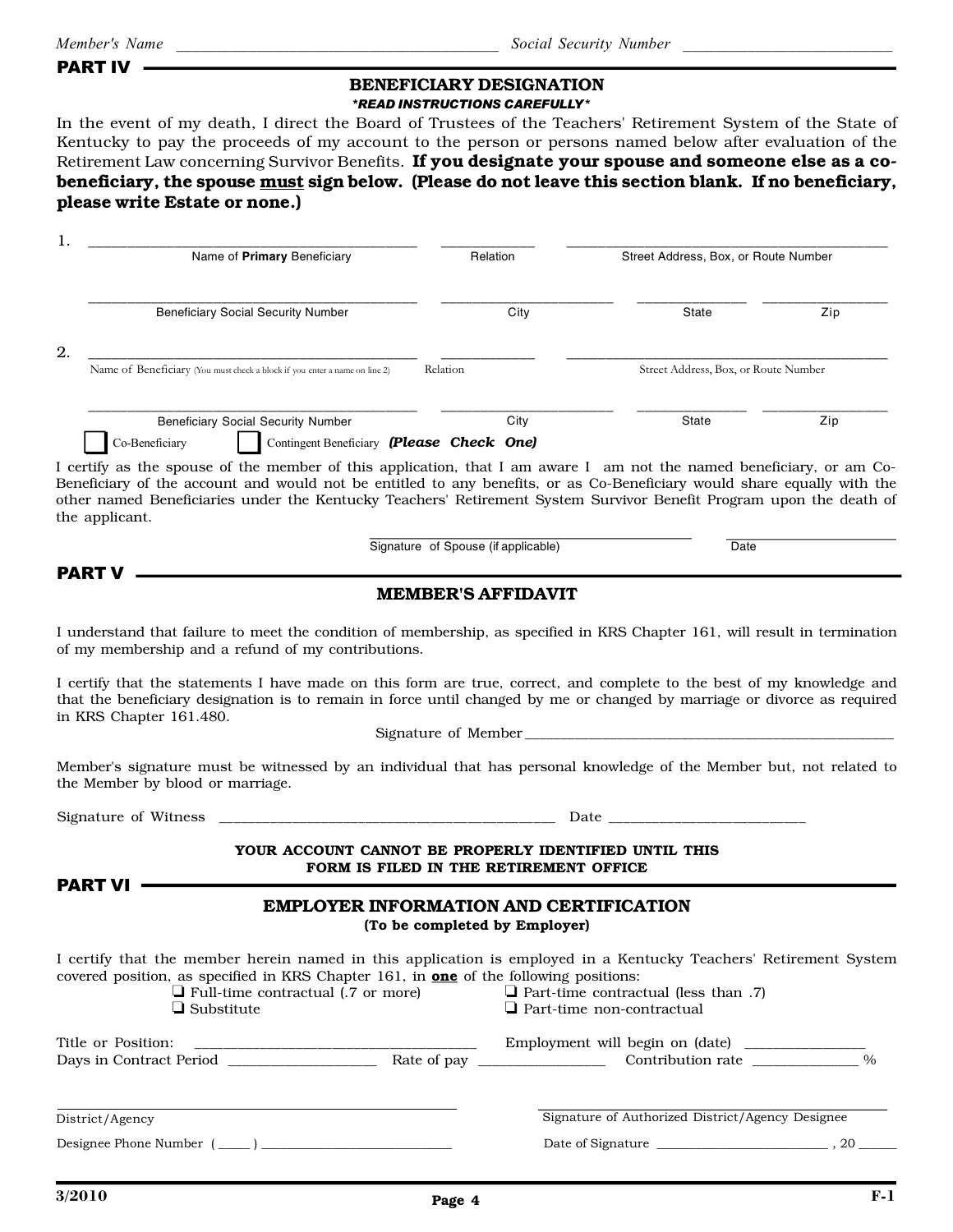Member's Name ________________________________________ Social Security Number __________________________

## PART IV

### BENEFICIARY DESIGNATION

***READ INSTRUCTIONS CAREFULLY***

In the event of my death, I direct the Board of Trustees of the Teachers' Retirement System of the State of Kentucky to pay the proceeds of my account to the person or persons named below after evaluation of the Retirement Law concerning Survivor Benefits. **If you designate your spouse and someone else as a co-beneficiary, the spouse must sign below. (Please do not leave this section blank. If no beneficiary, please write Estate or none.)**

1. ________________________________________ ____________ ________________________________________
   Name of **Primary** Beneficiary | Relation | Street Address, Box, or Route Number

   ________________________________________ ____________________ ______________ ________________
   Beneficiary Social Security Number | City | State | Zip

2. ________________________________________ ____________ ________________________________________
   Name of Beneficiary (You must check a block if you enter a name on line 2) | Relation | Street Address, Box, or Route Number

   ________________________________________ ____________________ ______________ ________________
   Beneficiary Social Security Number | City | State | Zip

☐ Co-Beneficiary ☐ Contingent Beneficiary ***(Please Check One)***

I certify as the spouse of the member of this application, that I am aware I am not the named beneficiary, or am Co-Beneficiary of the account and would not be entitled to any benefits, or as Co-Beneficiary would share equally with the other named Beneficiaries under the Kentucky Teachers' Retirement System Survivor Benefit Program upon the death of the applicant.

________________________________________ ____________________
Signature of Spouse (if applicable) | Date

## PART V

### MEMBER'S AFFIDAVIT

I understand that failure to meet the condition of membership, as specified in KRS Chapter 161, will result in termination of my membership and a refund of my contributions.

I certify that the statements I have made on this form are true, correct, and complete to the best of my knowledge and that the beneficiary designation is to remain in force until changed by me or changed by marriage or divorce as required in KRS Chapter 161.480.

Signature of Member ________________________________________

Member's signature must be witnessed by an individual that has personal knowledge of the Member but, not related to the Member by blood or marriage.

Signature of Witness ________________________________________ Date ____________________

**YOUR ACCOUNT CANNOT BE PROPERLY IDENTIFIED UNTIL THIS FORM IS FILED IN THE RETIREMENT OFFICE**

## PART VI

### EMPLOYER INFORMATION AND CERTIFICATION

**(To be completed by Employer)**

I certify that the member herein named in this application is employed in a Kentucky Teachers' Retirement System covered position, as specified in KRS Chapter 161, in **one** of the following positions:

❑ Full-time contractual (.7 or more) ❑ Part-time contractual (less than .7)
❑ Substitute ❑ Part-time non-contractual

Title or Position: ______________________________ Employment will begin on (date) ______________
Days in Contract Period ________________ Rate of pay ______________ Contribution rate ____________ %

________________________________________ ________________________________________
District/Agency | Signature of Authorized District/Agency Designee

Designee Phone Number ( _____ ) ______________________ Date of Signature ____________________ , 20 _____

3/2010 F-1